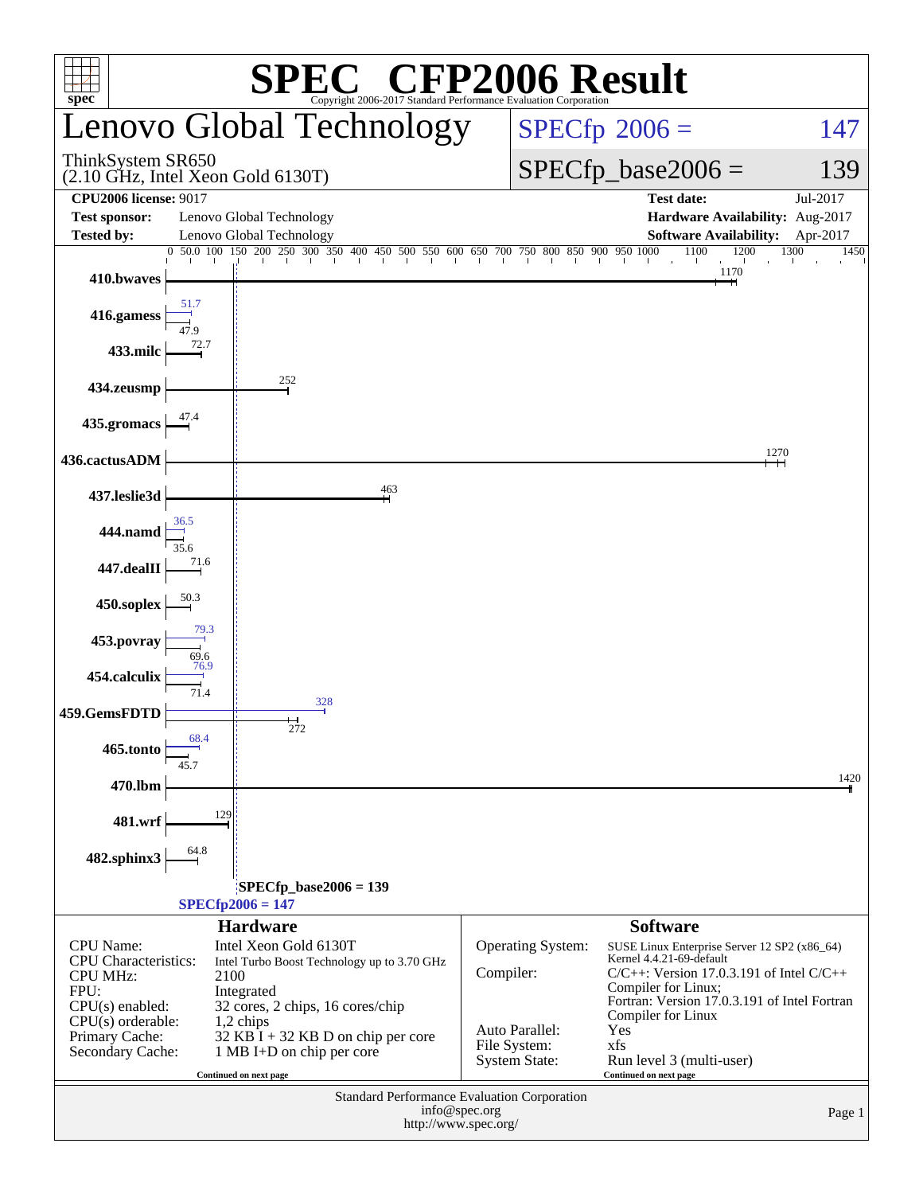# SPEC CFP2006 Result

Copyright 2006-2017 Standard Performance Evaluation Corporation

## Lenovo Global Technology

ThinkSystem SR650
(2.10 GHz, Intel Xeon Gold 6130T)

SPECfp 2006 = 147

SPECfp_base2006 = 139

**CPU2006 license:** 9017
**Test sponsor:** Lenovo Global Technology
**Tested by:** Lenovo Global Technology

**Test date:** Jul-2017
**Hardware Availability:** Aug-2017
**Software Availability:** Apr-2017

| Benchmark | Base | Peak |
|---|---|---|
| 410.bwaves | 1170 | |
| 416.gamess | 47.9 | 51.7 |
| 433.milc | 72.7 | |
| 434.zeusmp | 252 | |
| 435.gromacs | 47.4 | |
| 436.cactusADM | 1270 | |
| 437.leslie3d | 463 | |
| 444.namd | 35.6 | 36.5 |
| 447.dealII | 71.6 | |
| 450.soplex | 50.3 | |
| 453.povray | 69.6 | 79.3 |
| 454.calculix | 71.4 | 76.9 |
| 459.GemsFDTD | 272 | 328 |
| 465.tonto | 45.7 | 68.4 |
| 470.lbm | 1420 | |
| 481.wrf | 129 | |
| 482.sphinx3 | 64.8 | |

SPECfp_base2006 = 139
SPECfp2006 = 147

### Hardware

| | |
|---|---|
| CPU Name: | Intel Xeon Gold 6130T |
| CPU Characteristics: | Intel Turbo Boost Technology up to 3.70 GHz |
| CPU MHz: | 2100 |
| FPU: | Integrated |
| CPU(s) enabled: | 32 cores, 2 chips, 16 cores/chip |
| CPU(s) orderable: | 1,2 chips |
| Primary Cache: | 32 KB I + 32 KB D on chip per core |
| Secondary Cache: | 1 MB I+D on chip per core |

Continued on next page

### Software

| | |
|---|---|
| Operating System: | SUSE Linux Enterprise Server 12 SP2 (x86_64) Kernel 4.4.21-69-default |
| Compiler: | C/C++: Version 17.0.3.191 of Intel C/C++ Compiler for Linux; Fortran: Version 17.0.3.191 of Intel Fortran Compiler for Linux |
| Auto Parallel: | Yes |
| File System: | xfs |
| System State: | Run level 3 (multi-user) |

Continued on next page

Standard Performance Evaluation Corporation
info@spec.org
http://www.spec.org/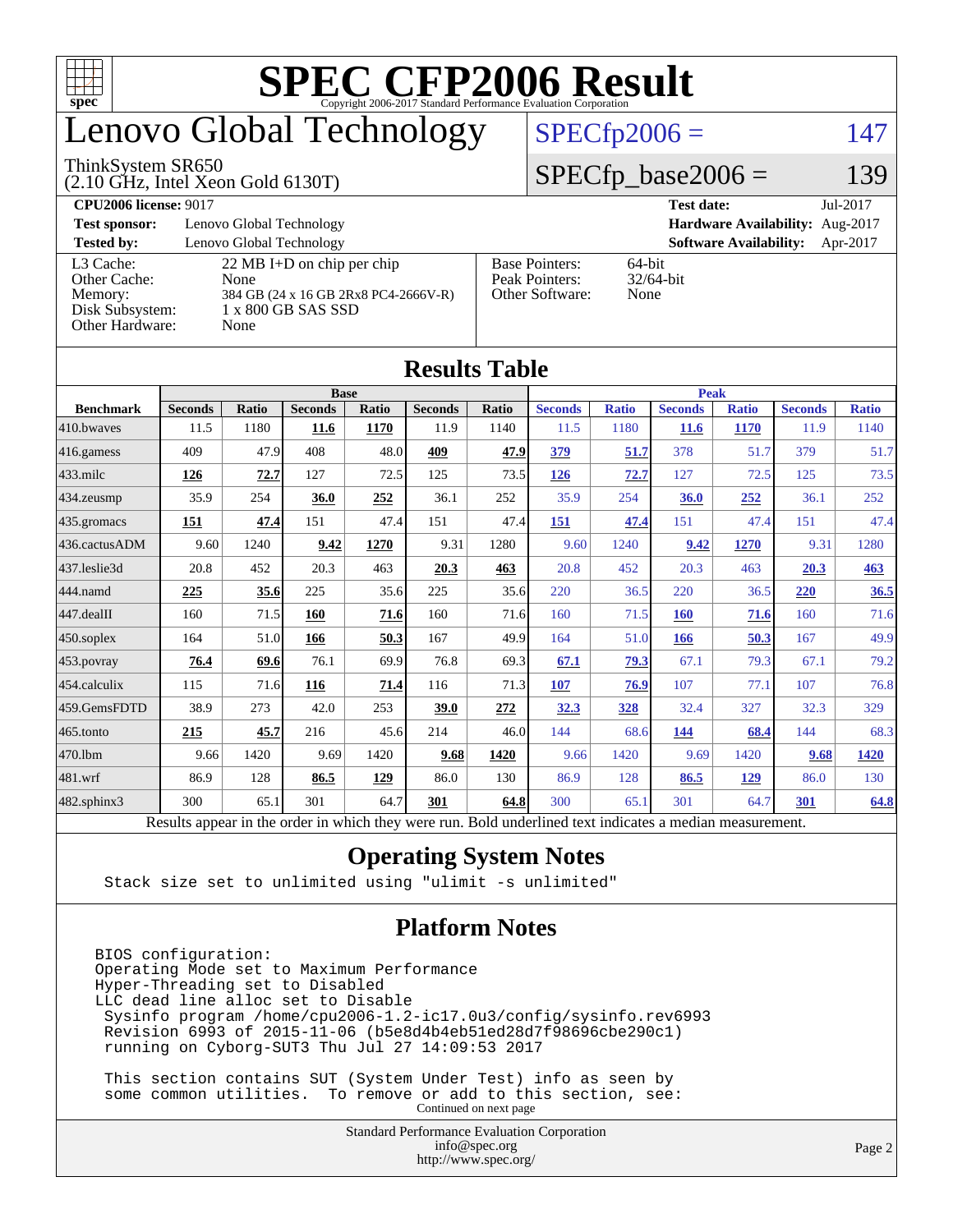# SPEC CFP2006 Result

Copyright 2006-2017 Standard Performance Evaluation Corporation

# Lenovo Global Technology

ThinkSystem SR650
(2.10 GHz, Intel Xeon Gold 6130T)

SPECfp2006 = 147

SPECfp_base2006 = 139

**CPU2006 license:** 9017 **Test date:** Jul-2017

**Test sponsor:** Lenovo Global Technology **Hardware Availability:** Aug-2017

**Tested by:** Lenovo Global Technology **Software Availability:** Apr-2017

| | |
|---|---|
| L3 Cache: | 22 MB I+D on chip per chip |
| Other Cache: | None |
| Memory: | 384 GB (24 x 16 GB 2Rx8 PC4-2666V-R) |
| Disk Subsystem: | 1 x 800 GB SAS SSD |
| Other Hardware: | None |

| | |
|---|---|
| Base Pointers: | 64-bit |
| Peak Pointers: | 32/64-bit |
| Other Software: | None |

## Results Table

| | Base | | | | | | Peak | | | | | |
|---|---|---|---|---|---|---|---|---|---|---|---|---|
| **Benchmark** | **Seconds** | **Ratio** | **Seconds** | **Ratio** | **Seconds** | **Ratio** | **Seconds** | **Ratio** | **Seconds** | **Ratio** | **Seconds** | **Ratio** |
| 410.bwaves | 11.5 | 1180 | **11.6** | **1170** | 11.9 | 1140 | 11.5 | 1180 | **11.6** | **1170** | 11.9 | 1140 |
| 416.gamess | 409 | 47.9 | 408 | 48.0 | **409** | **47.9** | **379** | **51.7** | 378 | 51.7 | 379 | 51.7 |
| 433.milc | **126** | **72.7** | 127 | 72.5 | 125 | 73.5 | **126** | **72.7** | 127 | 72.5 | 125 | 73.5 |
| 434.zeusmp | 35.9 | 254 | **36.0** | **252** | 36.1 | 252 | 35.9 | 254 | **36.0** | **252** | 36.1 | 252 |
| 435.gromacs | **151** | **47.4** | 151 | 47.4 | 151 | 47.4 | **151** | **47.4** | 151 | 47.4 | 151 | 47.4 |
| 436.cactusADM | 9.60 | 1240 | **9.42** | **1270** | 9.31 | 1280 | 9.60 | 1240 | **9.42** | **1270** | 9.31 | 1280 |
| 437.leslie3d | 20.8 | 452 | 20.3 | 463 | **20.3** | **463** | 20.8 | 452 | 20.3 | 463 | **20.3** | **463** |
| 444.namd | **225** | **35.6** | 225 | 35.6 | 225 | 35.6 | 220 | 36.5 | 220 | 36.5 | **220** | **36.5** |
| 447.dealII | 160 | 71.5 | **160** | **71.6** | 160 | 71.6 | 160 | 71.5 | **160** | **71.6** | 160 | 71.6 |
| 450.soplex | 164 | 51.0 | **166** | **50.3** | 167 | 49.9 | 164 | 51.0 | **166** | **50.3** | 167 | 49.9 |
| 453.povray | **76.4** | **69.6** | 76.1 | 69.9 | 76.8 | 69.3 | **67.1** | **79.3** | 67.1 | 79.3 | 67.1 | 79.2 |
| 454.calculix | 115 | 71.6 | **116** | **71.4** | 116 | 71.3 | **107** | **76.9** | 107 | 77.1 | 107 | 76.8 |
| 459.GemsFDTD | 38.9 | 273 | 42.0 | 253 | **39.0** | **272** | **32.3** | **328** | 32.4 | 327 | 32.3 | 329 |
| 465.tonto | **215** | **45.7** | 216 | 45.6 | 214 | 46.0 | 144 | 68.6 | **144** | **68.4** | 144 | 68.3 |
| 470.lbm | 9.66 | 1420 | 9.69 | 1420 | **9.68** | **1420** | 9.66 | 1420 | 9.69 | 1420 | **9.68** | **1420** |
| 481.wrf | 86.9 | 128 | **86.5** | **129** | 86.0 | 130 | 86.9 | 128 | **86.5** | **129** | 86.0 | 130 |
| 482.sphinx3 | 300 | 65.1 | 301 | 64.7 | **301** | **64.8** | 300 | 65.1 | 301 | 64.7 | **301** | **64.8** |

Results appear in the order in which they were run. Bold underlined text indicates a median measurement.

## Operating System Notes

```
Stack size set to unlimited using "ulimit -s unlimited"
```

## Platform Notes

```
BIOS configuration:
Operating Mode set to Maximum Performance
Hyper-Threading set to Disabled
LLC dead line alloc set to Disable
 Sysinfo program /home/cpu2006-1.2-ic17.0u3/config/sysinfo.rev6993
 Revision 6993 of 2015-11-06 (b5e8d4b4eb51ed28d7f98696cbe290c1)
 running on Cyborg-SUT3 Thu Jul 27 14:09:53 2017

 This section contains SUT (System Under Test) info as seen by
 some common utilities.  To remove or add to this section, see:
```

Continued on next page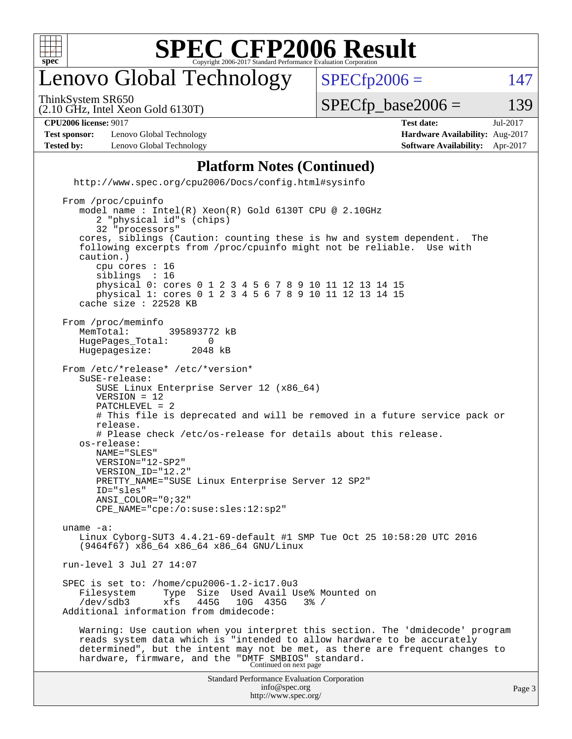# SPEC CFP2006 Result

Copyright 2006-2017 Standard Performance Evaluation Corporation

## Lenovo Global Technology

ThinkSystem SR650
(2.10 GHz, Intel Xeon Gold 6130T)

SPECfp2006 = 147

SPECfp_base2006 = 139

| | | | |
|---|---|---|---|
| **CPU2006 license:** 9017 | | **Test date:** | Jul-2017 |
| **Test sponsor:** | Lenovo Global Technology | **Hardware Availability:** | Aug-2017 |
| **Tested by:** | Lenovo Global Technology | **Software Availability:** | Apr-2017 |

### Platform Notes (Continued)

```
   http://www.spec.org/cpu2006/Docs/config.html#sysinfo

From /proc/cpuinfo
   model name : Intel(R) Xeon(R) Gold 6130T CPU @ 2.10GHz
      2 "physical id"s (chips)
      32 "processors"
   cores, siblings (Caution: counting these is hw and system dependent.  The
   following excerpts from /proc/cpuinfo might not be reliable.  Use with
   caution.)
      cpu cores : 16
      siblings  : 16
      physical 0: cores 0 1 2 3 4 5 6 7 8 9 10 11 12 13 14 15
      physical 1: cores 0 1 2 3 4 5 6 7 8 9 10 11 12 13 14 15
   cache size : 22528 KB

From /proc/meminfo
   MemTotal:       395893772 kB
   HugePages_Total:       0
   Hugepagesize:       2048 kB

From /etc/*release* /etc/*version*
   SuSE-release:
      SUSE Linux Enterprise Server 12 (x86_64)
      VERSION = 12
      PATCHLEVEL = 2
      # This file is deprecated and will be removed in a future service pack or
      release.
      # Please check /etc/os-release for details about this release.
   os-release:
      NAME="SLES"
      VERSION="12-SP2"
      VERSION_ID="12.2"
      PRETTY_NAME="SUSE Linux Enterprise Server 12 SP2"
      ID="sles"
      ANSI_COLOR="0;32"
      CPE_NAME="cpe:/o:suse:sles:12:sp2"

uname -a:
   Linux Cyborg-SUT3 4.4.21-69-default #1 SMP Tue Oct 25 10:58:20 UTC 2016
   (9464f67) x86_64 x86_64 x86_64 GNU/Linux

run-level 3 Jul 27 14:07

SPEC is set to: /home/cpu2006-1.2-ic17.0u3
   Filesystem     Type  Size  Used Avail Use% Mounted on
   /dev/sdb3      xfs   445G   10G  435G   3% /
Additional information from dmidecode:

   Warning: Use caution when you interpret this section. The 'dmidecode' program
   reads system data which is "intended to allow hardware to be accurately
   determined", but the intent may not be met, as there are frequent changes to
   hardware, firmware, and the "DMTF SMBIOS" standard.
```

Continued on next page

Standard Performance Evaluation Corporation
info@spec.org
http://www.spec.org/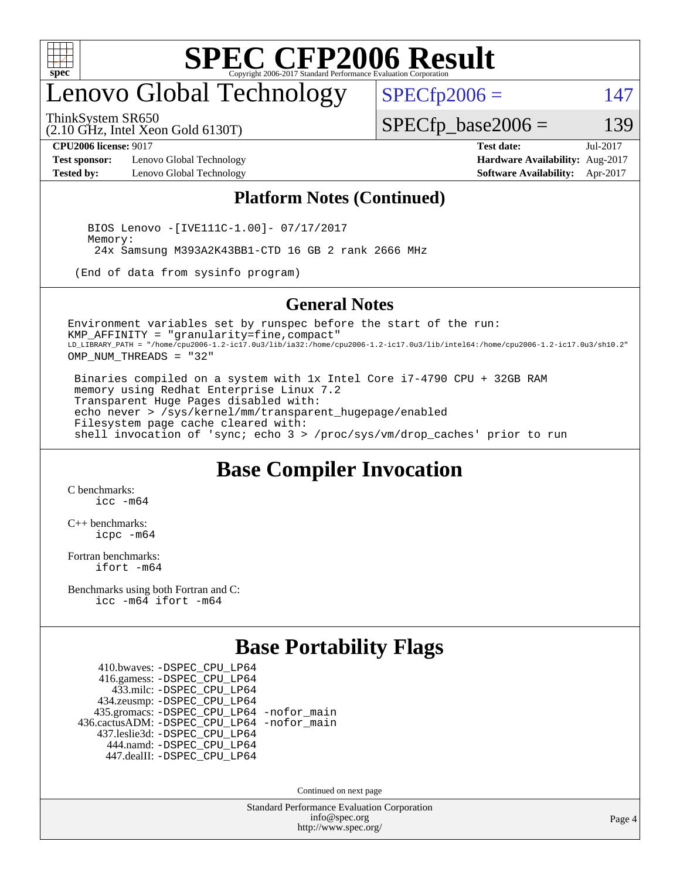# SPEC CFP2006 Result

Copyright 2006-2017 Standard Performance Evaluation Corporation

## Lenovo Global Technology

ThinkSystem SR650
(2.10 GHz, Intel Xeon Gold 6130T)

SPECfp2006 = 147

SPECfp_base2006 = 139

**CPU2006 license:** 9017
**Test sponsor:** Lenovo Global Technology
**Tested by:** Lenovo Global Technology

**Test date:** Jul-2017
**Hardware Availability:** Aug-2017
**Software Availability:** Apr-2017

## Platform Notes (Continued)

```
   BIOS Lenovo -[IVE111C-1.00]- 07/17/2017
   Memory:
    24x Samsung M393A2K43BB1-CTD 16 GB 2 rank 2666 MHz

  (End of data from sysinfo program)
```

## General Notes

```
Environment variables set by runspec before the start of the run:
KMP_AFFINITY = "granularity=fine,compact"
LD_LIBRARY_PATH = "/home/cpu2006-1.2-ic17.0u3/lib/ia32:/home/cpu2006-1.2-ic17.0u3/lib/intel64:/home/cpu2006-1.2-ic17.0u3/sh10.2"
OMP_NUM_THREADS = "32"

 Binaries compiled on a system with 1x Intel Core i7-4790 CPU + 32GB RAM
 memory using Redhat Enterprise Linux 7.2
 Transparent Huge Pages disabled with:
 echo never > /sys/kernel/mm/transparent_hugepage/enabled
 Filesystem page cache cleared with:
 shell invocation of 'sync; echo 3 > /proc/sys/vm/drop_caches' prior to run
```

## Base Compiler Invocation

C benchmarks:
icc -m64

C++ benchmarks:
icpc -m64

Fortran benchmarks:
ifort -m64

Benchmarks using both Fortran and C:
icc -m64 ifort -m64

## Base Portability Flags

410.bwaves: -DSPEC_CPU_LP64
416.gamess: -DSPEC_CPU_LP64
433.milc: -DSPEC_CPU_LP64
434.zeusmp: -DSPEC_CPU_LP64
435.gromacs: -DSPEC_CPU_LP64 -nofor_main
436.cactusADM: -DSPEC_CPU_LP64 -nofor_main
437.leslie3d: -DSPEC_CPU_LP64
444.namd: -DSPEC_CPU_LP64
447.dealII: -DSPEC_CPU_LP64

Continued on next page

Standard Performance Evaluation Corporation
info@spec.org
http://www.spec.org/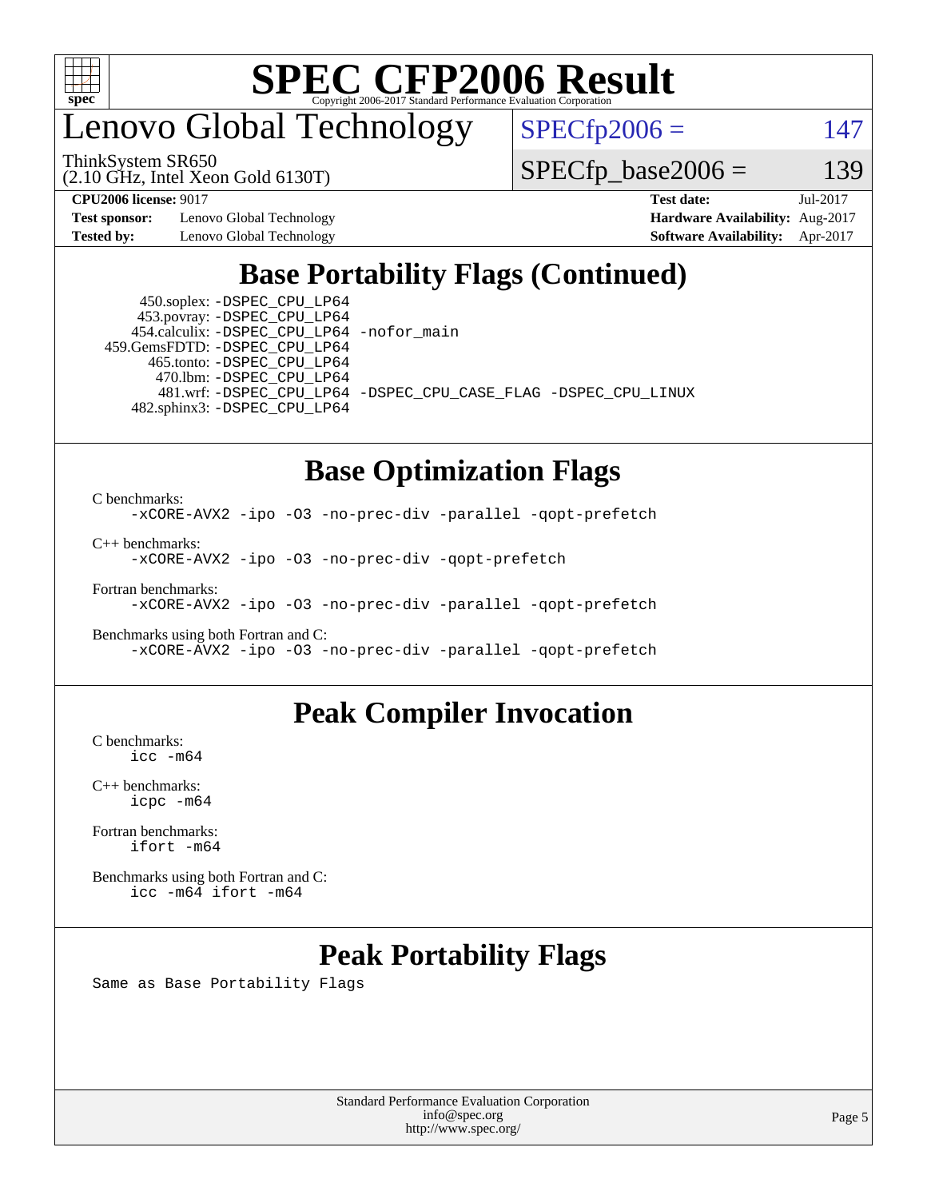# SPEC CFP2006 Result

Copyright 2006-2017 Standard Performance Evaluation Corporation

## Lenovo Global Technology

ThinkSystem SR650
(2.10 GHz, Intel Xeon Gold 6130T)

SPECfp2006 = 147

SPECfp_base2006 = 139

| | | | |
|---|---|---|---|
| **CPU2006 license:** 9017 | | **Test date:** | Jul-2017 |
| **Test sponsor:** | Lenovo Global Technology | **Hardware Availability:** | Aug-2017 |
| **Tested by:** | Lenovo Global Technology | **Software Availability:** | Apr-2017 |

## Base Portability Flags (Continued)

450.soplex: -DSPEC_CPU_LP64
453.povray: -DSPEC_CPU_LP64
454.calculix: -DSPEC_CPU_LP64 -nofor_main
459.GemsFDTD: -DSPEC_CPU_LP64
465.tonto: -DSPEC_CPU_LP64
470.lbm: -DSPEC_CPU_LP64
481.wrf: -DSPEC_CPU_LP64 -DSPEC_CPU_CASE_FLAG -DSPEC_CPU_LINUX
482.sphinx3: -DSPEC_CPU_LP64

## Base Optimization Flags

C benchmarks:
```
-xCORE-AVX2 -ipo -O3 -no-prec-div -parallel -qopt-prefetch
```

C++ benchmarks:
```
-xCORE-AVX2 -ipo -O3 -no-prec-div -qopt-prefetch
```

Fortran benchmarks:
```
-xCORE-AVX2 -ipo -O3 -no-prec-div -parallel -qopt-prefetch
```

Benchmarks using both Fortran and C:
```
-xCORE-AVX2 -ipo -O3 -no-prec-div -parallel -qopt-prefetch
```

## Peak Compiler Invocation

C benchmarks:
```
icc -m64
```

C++ benchmarks:
```
icpc -m64
```

Fortran benchmarks:
```
ifort -m64
```

Benchmarks using both Fortran and C:
```
icc -m64 ifort -m64
```

## Peak Portability Flags

Same as Base Portability Flags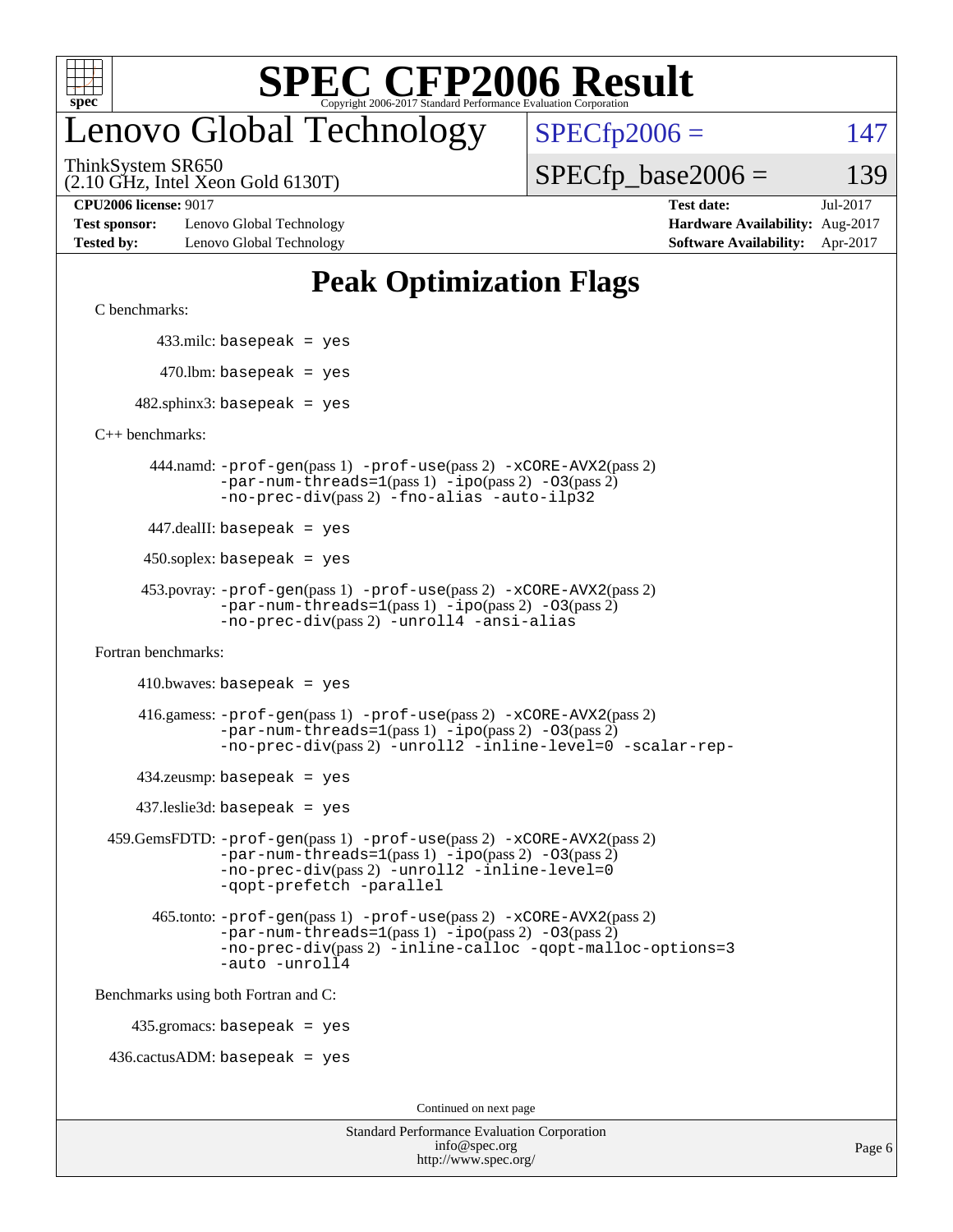# SPEC CFP2006 Result

Copyright 2006-2017 Standard Performance Evaluation Corporation

# Lenovo Global Technology

ThinkSystem SR650
(2.10 GHz, Intel Xeon Gold 6130T)

SPECfp2006 = 147

SPECfp_base2006 = 139

**CPU2006 license:** 9017
**Test sponsor:** Lenovo Global Technology
**Tested by:** Lenovo Global Technology

**Test date:** Jul-2017
**Hardware Availability:** Aug-2017
**Software Availability:** Apr-2017

## Peak Optimization Flags

C benchmarks:

433.milc: `basepeak = yes`

470.lbm: `basepeak = yes`

482.sphinx3: `basepeak = yes`

C++ benchmarks:

444.namd: `-prof-gen`(pass 1) `-prof-use`(pass 2) `-xCORE-AVX2`(pass 2) `-par-num-threads=1`(pass 1) `-ipo`(pass 2) `-O3`(pass 2) `-no-prec-div`(pass 2) `-fno-alias` `-auto-ilp32`

447.dealII: `basepeak = yes`

450.soplex: `basepeak = yes`

453.povray: `-prof-gen`(pass 1) `-prof-use`(pass 2) `-xCORE-AVX2`(pass 2) `-par-num-threads=1`(pass 1) `-ipo`(pass 2) `-O3`(pass 2) `-no-prec-div`(pass 2) `-unroll4` `-ansi-alias`

Fortran benchmarks:

410.bwaves: `basepeak = yes`

416.gamess: `-prof-gen`(pass 1) `-prof-use`(pass 2) `-xCORE-AVX2`(pass 2) `-par-num-threads=1`(pass 1) `-ipo`(pass 2) `-O3`(pass 2) `-no-prec-div`(pass 2) `-unroll2` `-inline-level=0` `-scalar-rep-`

434.zeusmp: `basepeak = yes`

437.leslie3d: `basepeak = yes`

459.GemsFDTD: `-prof-gen`(pass 1) `-prof-use`(pass 2) `-xCORE-AVX2`(pass 2) `-par-num-threads=1`(pass 1) `-ipo`(pass 2) `-O3`(pass 2) `-no-prec-div`(pass 2) `-unroll2` `-inline-level=0` `-qopt-prefetch` `-parallel`

465.tonto: `-prof-gen`(pass 1) `-prof-use`(pass 2) `-xCORE-AVX2`(pass 2) `-par-num-threads=1`(pass 1) `-ipo`(pass 2) `-O3`(pass 2) `-no-prec-div`(pass 2) `-inline-calloc` `-qopt-malloc-options=3` `-auto` `-unroll4`

Benchmarks using both Fortran and C:

435.gromacs: `basepeak = yes`

436.cactusADM: `basepeak = yes`

Continued on next page

Standard Performance Evaluation Corporation
info@spec.org
http://www.spec.org/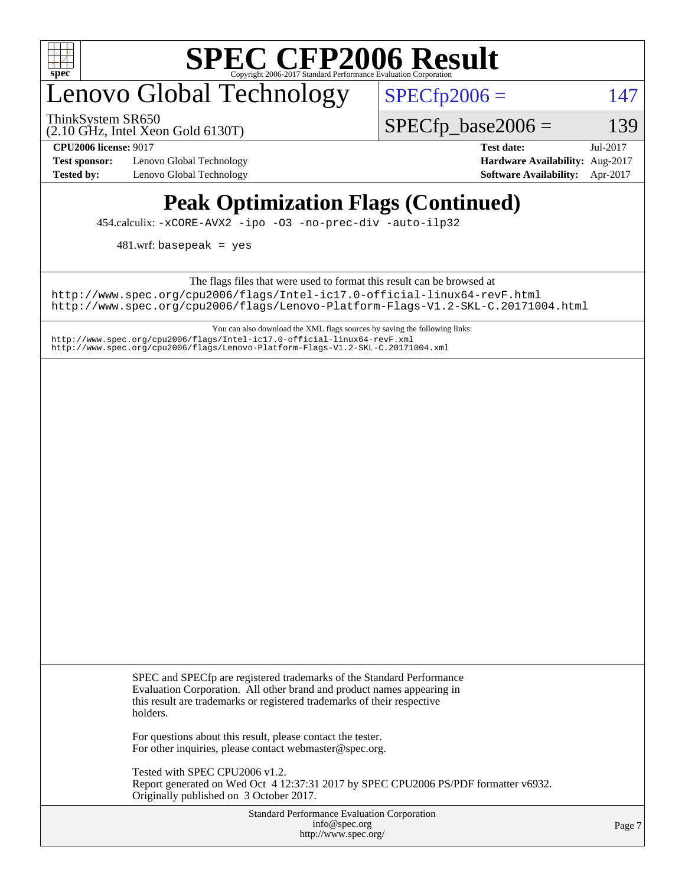# Peak Optimization Flags (Continued)

454.calculix: -xCORE-AVX2 -ipo -O3 -no-prec-div -auto-ilp32

481.wrf: basepeak = yes

The flags files that were used to format this result can be browsed at
http://www.spec.org/cpu2006/flags/Intel-ic17.0-official-linux64-revF.html
http://www.spec.org/cpu2006/flags/Lenovo-Platform-Flags-V1.2-SKL-C.20171004.html

You can also download the XML flags sources by saving the following links:
http://www.spec.org/cpu2006/flags/Intel-ic17.0-official-linux64-revF.xml
http://www.spec.org/cpu2006/flags/Lenovo-Platform-Flags-V1.2-SKL-C.20171004.xml

SPEC and SPECfp are registered trademarks of the Standard Performance Evaluation Corporation. All other brand and product names appearing in this result are trademarks or registered trademarks of their respective holders.

For questions about this result, please contact the tester.
For other inquiries, please contact webmaster@spec.org.

Tested with SPEC CPU2006 v1.2.
Report generated on Wed Oct 4 12:37:31 2017 by SPEC CPU2006 PS/PDF formatter v6932.
Originally published on 3 October 2017.